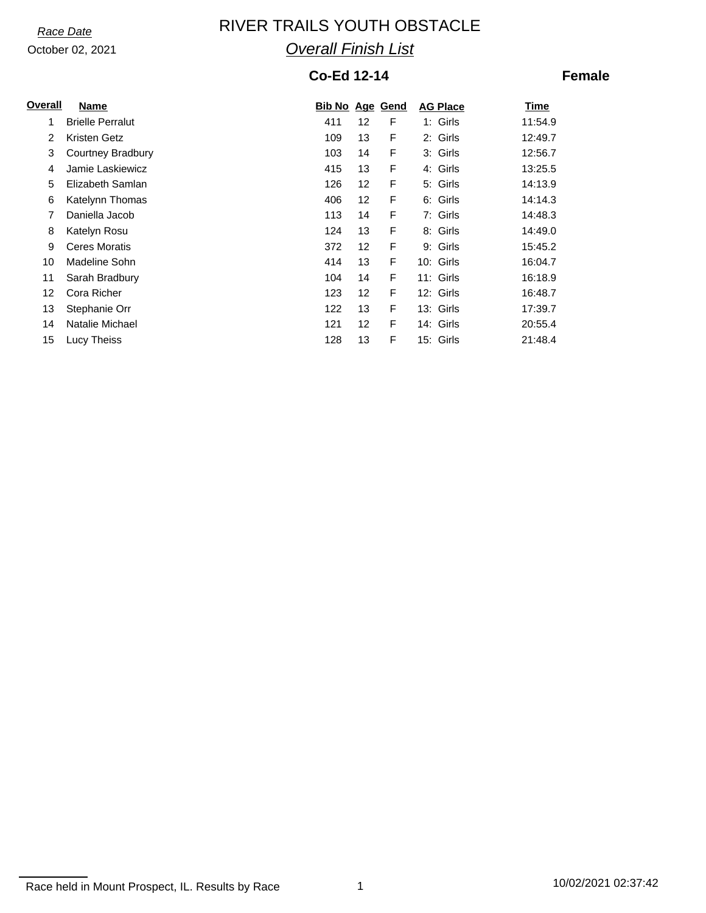*Race Date*

October 02, 2021

# RIVER TRAILS YOUTH OBSTACLE

## *Overall Finish List*

### Co-Ed 12-14 — Female

| Overall | Name | Bib No | Age | Gend | AG Place | Time |
|---|---|---|---|---|---|---|
| 1 | Brielle Perralut | 411 | 12 | F | 1: Girls | 11:54.9 |
| 2 | Kristen Getz | 109 | 13 | F | 2: Girls | 12:49.7 |
| 3 | Courtney Bradbury | 103 | 14 | F | 3: Girls | 12:56.7 |
| 4 | Jamie Laskiewicz | 415 | 13 | F | 4: Girls | 13:25.5 |
| 5 | Elizabeth Samlan | 126 | 12 | F | 5: Girls | 14:13.9 |
| 6 | Katelynn Thomas | 406 | 12 | F | 6: Girls | 14:14.3 |
| 7 | Daniella Jacob | 113 | 14 | F | 7: Girls | 14:48.3 |
| 8 | Katelyn Rosu | 124 | 13 | F | 8: Girls | 14:49.0 |
| 9 | Ceres Moratis | 372 | 12 | F | 9: Girls | 15:45.2 |
| 10 | Madeline Sohn | 414 | 13 | F | 10: Girls | 16:04.7 |
| 11 | Sarah Bradbury | 104 | 14 | F | 11: Girls | 16:18.9 |
| 12 | Cora Richer | 123 | 12 | F | 12: Girls | 16:48.7 |
| 13 | Stephanie Orr | 122 | 13 | F | 13: Girls | 17:39.7 |
| 14 | Natalie Michael | 121 | 12 | F | 14: Girls | 20:55.4 |
| 15 | Lucy Theiss | 128 | 13 | F | 15: Girls | 21:48.4 |

Race held in Mount Prospect, IL. Results by Race

10/02/2021 02:37:42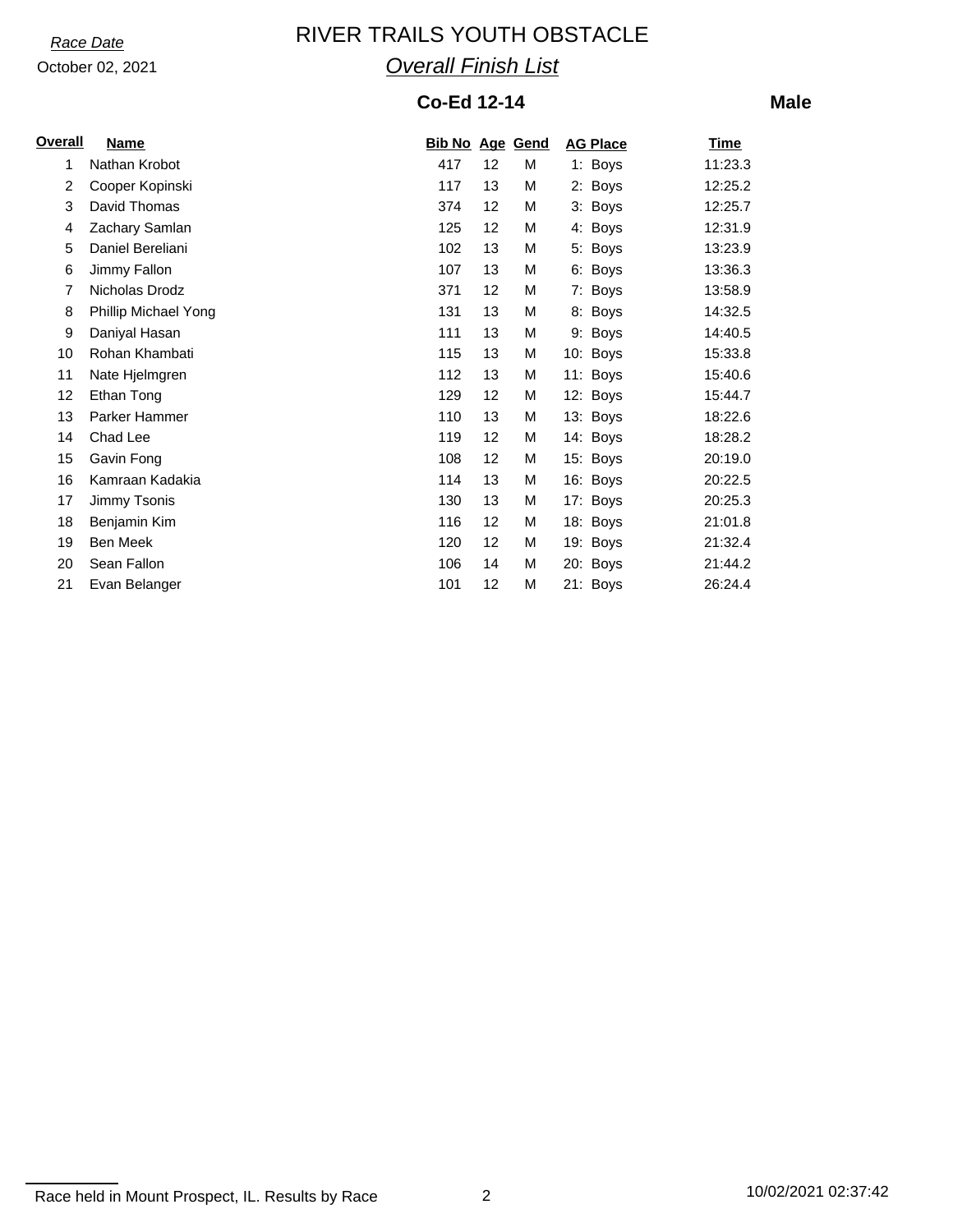*Race Date*

October 02, 2021

# RIVER TRAILS YOUTH OBSTACLE

## *Overall Finish List*

### Co-Ed 12-14

**Male**

| Overall | Name | Bib No | Age | Gend | AG Place | Time |
|---|---|---|---|---|---|---|
| 1 | Nathan Krobot | 417 | 12 | M | 1: Boys | 11:23.3 |
| 2 | Cooper Kopinski | 117 | 13 | M | 2: Boys | 12:25.2 |
| 3 | David Thomas | 374 | 12 | M | 3: Boys | 12:25.7 |
| 4 | Zachary Samlan | 125 | 12 | M | 4: Boys | 12:31.9 |
| 5 | Daniel Bereliani | 102 | 13 | M | 5: Boys | 13:23.9 |
| 6 | Jimmy Fallon | 107 | 13 | M | 6: Boys | 13:36.3 |
| 7 | Nicholas Drodz | 371 | 12 | M | 7: Boys | 13:58.9 |
| 8 | Phillip Michael Yong | 131 | 13 | M | 8: Boys | 14:32.5 |
| 9 | Daniyal Hasan | 111 | 13 | M | 9: Boys | 14:40.5 |
| 10 | Rohan Khambati | 115 | 13 | M | 10: Boys | 15:33.8 |
| 11 | Nate Hjelmgren | 112 | 13 | M | 11: Boys | 15:40.6 |
| 12 | Ethan Tong | 129 | 12 | M | 12: Boys | 15:44.7 |
| 13 | Parker Hammer | 110 | 13 | M | 13: Boys | 18:22.6 |
| 14 | Chad Lee | 119 | 12 | M | 14: Boys | 18:28.2 |
| 15 | Gavin Fong | 108 | 12 | M | 15: Boys | 20:19.0 |
| 16 | Kamraan Kadakia | 114 | 13 | M | 16: Boys | 20:22.5 |
| 17 | Jimmy Tsonis | 130 | 13 | M | 17: Boys | 20:25.3 |
| 18 | Benjamin Kim | 116 | 12 | M | 18: Boys | 21:01.8 |
| 19 | Ben Meek | 120 | 12 | M | 19: Boys | 21:32.4 |
| 20 | Sean Fallon | 106 | 14 | M | 20: Boys | 21:44.2 |
| 21 | Evan Belanger | 101 | 12 | M | 21: Boys | 26:24.4 |

Race held in Mount Prospect, IL. Results by Race

10/02/2021 02:37:42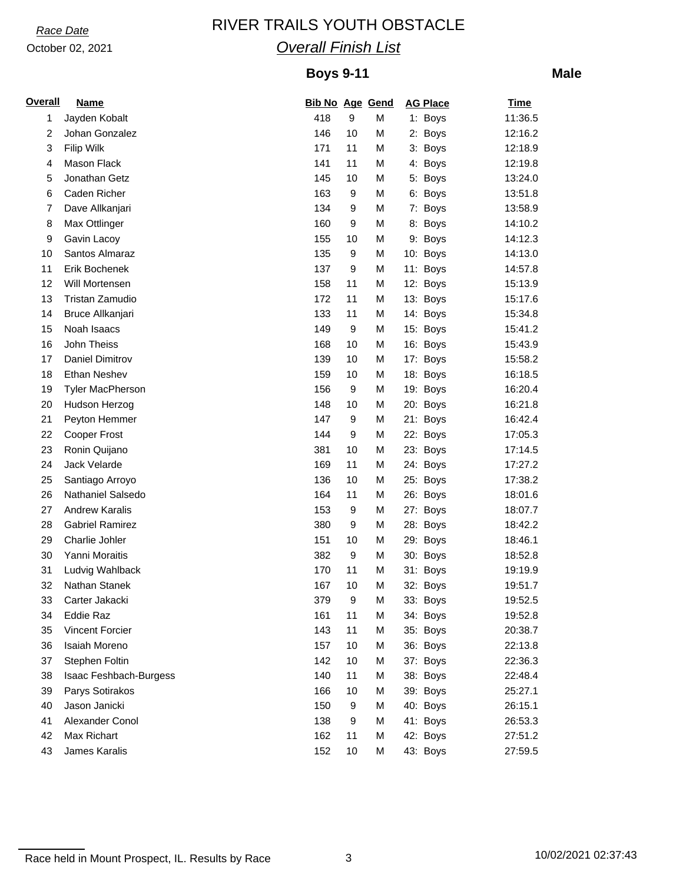*Race Date*

October 02, 2021

# RIVER TRAILS YOUTH OBSTACLE

## *Overall Finish List*

### Boys 9-11

**Male**

| Overall | Name | Bib No | Age | Gend | AG Place | Time |
|---|---|---|---|---|---|---|
| 1 | Jayden Kobalt | 418 | 9 | M | 1: Boys | 11:36.5 |
| 2 | Johan Gonzalez | 146 | 10 | M | 2: Boys | 12:16.2 |
| 3 | Filip Wilk | 171 | 11 | M | 3: Boys | 12:18.9 |
| 4 | Mason Flack | 141 | 11 | M | 4: Boys | 12:19.8 |
| 5 | Jonathan Getz | 145 | 10 | M | 5: Boys | 13:24.0 |
| 6 | Caden Richer | 163 | 9 | M | 6: Boys | 13:51.8 |
| 7 | Dave Allkanjari | 134 | 9 | M | 7: Boys | 13:58.9 |
| 8 | Max Ottlinger | 160 | 9 | M | 8: Boys | 14:10.2 |
| 9 | Gavin Lacoy | 155 | 10 | M | 9: Boys | 14:12.3 |
| 10 | Santos Almaraz | 135 | 9 | M | 10: Boys | 14:13.0 |
| 11 | Erik Bochenek | 137 | 9 | M | 11: Boys | 14:57.8 |
| 12 | Will Mortensen | 158 | 11 | M | 12: Boys | 15:13.9 |
| 13 | Tristan Zamudio | 172 | 11 | M | 13: Boys | 15:17.6 |
| 14 | Bruce Allkanjari | 133 | 11 | M | 14: Boys | 15:34.8 |
| 15 | Noah Isaacs | 149 | 9 | M | 15: Boys | 15:41.2 |
| 16 | John Theiss | 168 | 10 | M | 16: Boys | 15:43.9 |
| 17 | Daniel Dimitrov | 139 | 10 | M | 17: Boys | 15:58.2 |
| 18 | Ethan Neshev | 159 | 10 | M | 18: Boys | 16:18.5 |
| 19 | Tyler MacPherson | 156 | 9 | M | 19: Boys | 16:20.4 |
| 20 | Hudson Herzog | 148 | 10 | M | 20: Boys | 16:21.8 |
| 21 | Peyton Hemmer | 147 | 9 | M | 21: Boys | 16:42.4 |
| 22 | Cooper Frost | 144 | 9 | M | 22: Boys | 17:05.3 |
| 23 | Ronin Quijano | 381 | 10 | M | 23: Boys | 17:14.5 |
| 24 | Jack Velarde | 169 | 11 | M | 24: Boys | 17:27.2 |
| 25 | Santiago Arroyo | 136 | 10 | M | 25: Boys | 17:38.2 |
| 26 | Nathaniel Salsedo | 164 | 11 | M | 26: Boys | 18:01.6 |
| 27 | Andrew Karalis | 153 | 9 | M | 27: Boys | 18:07.7 |
| 28 | Gabriel Ramirez | 380 | 9 | M | 28: Boys | 18:42.2 |
| 29 | Charlie Johler | 151 | 10 | M | 29: Boys | 18:46.1 |
| 30 | Yanni Moraitis | 382 | 9 | M | 30: Boys | 18:52.8 |
| 31 | Ludvig Wahlback | 170 | 11 | M | 31: Boys | 19:19.9 |
| 32 | Nathan Stanek | 167 | 10 | M | 32: Boys | 19:51.7 |
| 33 | Carter Jakacki | 379 | 9 | M | 33: Boys | 19:52.5 |
| 34 | Eddie Raz | 161 | 11 | M | 34: Boys | 19:52.8 |
| 35 | Vincent Forcier | 143 | 11 | M | 35: Boys | 20:38.7 |
| 36 | Isaiah Moreno | 157 | 10 | M | 36: Boys | 22:13.8 |
| 37 | Stephen Foltin | 142 | 10 | M | 37: Boys | 22:36.3 |
| 38 | Isaac Feshbach-Burgess | 140 | 11 | M | 38: Boys | 22:48.4 |
| 39 | Parys Sotirakos | 166 | 10 | M | 39: Boys | 25:27.1 |
| 40 | Jason Janicki | 150 | 9 | M | 40: Boys | 26:15.1 |
| 41 | Alexander Conol | 138 | 9 | M | 41: Boys | 26:53.3 |
| 42 | Max Richart | 162 | 11 | M | 42: Boys | 27:51.2 |
| 43 | James Karalis | 152 | 10 | M | 43: Boys | 27:59.5 |

Race held in Mount Prospect, IL. Results by Race

10/02/2021 02:37:43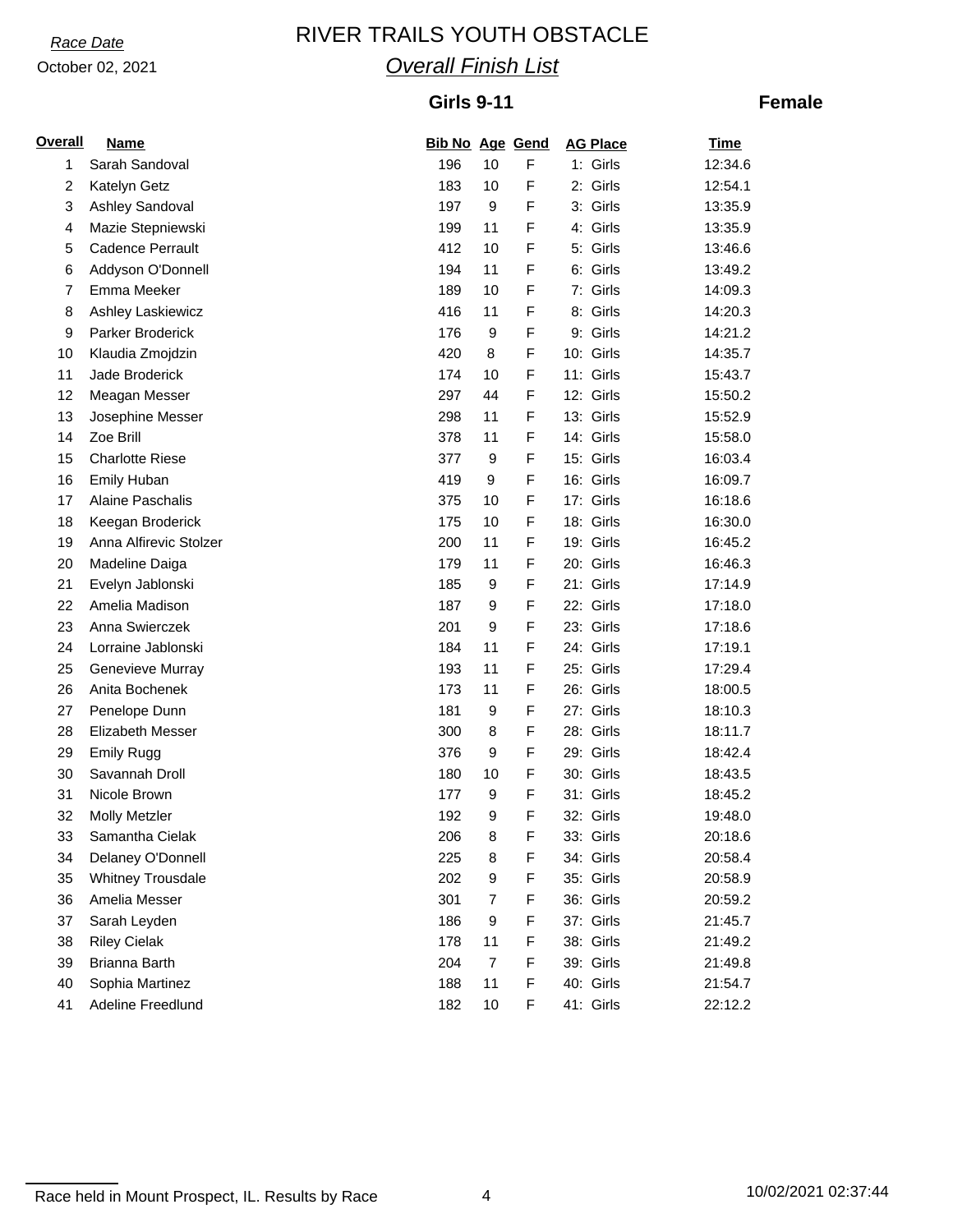*Race Date*

October 02, 2021

# RIVER TRAILS YOUTH OBSTACLE

## *Overall Finish List*

### Girls 9-11 — Female

| Overall | Name | Bib No | Age | Gend | AG Place | Time |
|---|---|---|---|---|---|---|
| 1 | Sarah Sandoval | 196 | 10 | F | 1: Girls | 12:34.6 |
| 2 | Katelyn Getz | 183 | 10 | F | 2: Girls | 12:54.1 |
| 3 | Ashley Sandoval | 197 | 9 | F | 3: Girls | 13:35.9 |
| 4 | Mazie Stepniewski | 199 | 11 | F | 4: Girls | 13:35.9 |
| 5 | Cadence Perrault | 412 | 10 | F | 5: Girls | 13:46.6 |
| 6 | Addyson O'Donnell | 194 | 11 | F | 6: Girls | 13:49.2 |
| 7 | Emma Meeker | 189 | 10 | F | 7: Girls | 14:09.3 |
| 8 | Ashley Laskiewicz | 416 | 11 | F | 8: Girls | 14:20.3 |
| 9 | Parker Broderick | 176 | 9 | F | 9: Girls | 14:21.2 |
| 10 | Klaudia Zmojdzin | 420 | 8 | F | 10: Girls | 14:35.7 |
| 11 | Jade Broderick | 174 | 10 | F | 11: Girls | 15:43.7 |
| 12 | Meagan Messer | 297 | 44 | F | 12: Girls | 15:50.2 |
| 13 | Josephine Messer | 298 | 11 | F | 13: Girls | 15:52.9 |
| 14 | Zoe Brill | 378 | 11 | F | 14: Girls | 15:58.0 |
| 15 | Charlotte Riese | 377 | 9 | F | 15: Girls | 16:03.4 |
| 16 | Emily Huban | 419 | 9 | F | 16: Girls | 16:09.7 |
| 17 | Alaine Paschalis | 375 | 10 | F | 17: Girls | 16:18.6 |
| 18 | Keegan Broderick | 175 | 10 | F | 18: Girls | 16:30.0 |
| 19 | Anna Alfirevic Stolzer | 200 | 11 | F | 19: Girls | 16:45.2 |
| 20 | Madeline Daiga | 179 | 11 | F | 20: Girls | 16:46.3 |
| 21 | Evelyn Jablonski | 185 | 9 | F | 21: Girls | 17:14.9 |
| 22 | Amelia Madison | 187 | 9 | F | 22: Girls | 17:18.0 |
| 23 | Anna Swierczek | 201 | 9 | F | 23: Girls | 17:18.6 |
| 24 | Lorraine Jablonski | 184 | 11 | F | 24: Girls | 17:19.1 |
| 25 | Genevieve Murray | 193 | 11 | F | 25: Girls | 17:29.4 |
| 26 | Anita Bochenek | 173 | 11 | F | 26: Girls | 18:00.5 |
| 27 | Penelope Dunn | 181 | 9 | F | 27: Girls | 18:10.3 |
| 28 | Elizabeth Messer | 300 | 8 | F | 28: Girls | 18:11.7 |
| 29 | Emily Rugg | 376 | 9 | F | 29: Girls | 18:42.4 |
| 30 | Savannah Droll | 180 | 10 | F | 30: Girls | 18:43.5 |
| 31 | Nicole Brown | 177 | 9 | F | 31: Girls | 18:45.2 |
| 32 | Molly Metzler | 192 | 9 | F | 32: Girls | 19:48.0 |
| 33 | Samantha Cielak | 206 | 8 | F | 33: Girls | 20:18.6 |
| 34 | Delaney O'Donnell | 225 | 8 | F | 34: Girls | 20:58.4 |
| 35 | Whitney Trousdale | 202 | 9 | F | 35: Girls | 20:58.9 |
| 36 | Amelia Messer | 301 | 7 | F | 36: Girls | 20:59.2 |
| 37 | Sarah Leyden | 186 | 9 | F | 37: Girls | 21:45.7 |
| 38 | Riley Cielak | 178 | 11 | F | 38: Girls | 21:49.2 |
| 39 | Brianna Barth | 204 | 7 | F | 39: Girls | 21:49.8 |
| 40 | Sophia Martinez | 188 | 11 | F | 40: Girls | 21:54.7 |
| 41 | Adeline Freedlund | 182 | 10 | F | 41: Girls | 22:12.2 |

Race held in Mount Prospect, IL. Results by Race

10/02/2021 02:37:44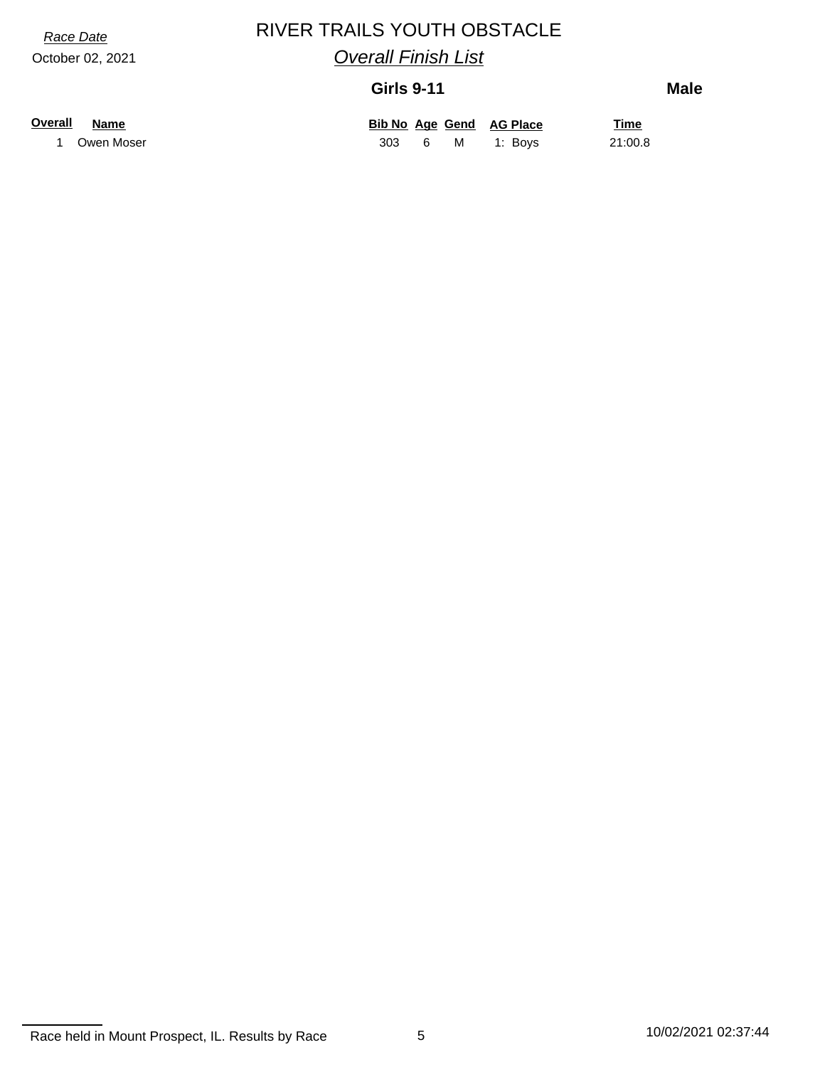*Race Date*

October 02, 2021

# RIVER TRAILS YOUTH OBSTACLE

## *Overall Finish List*

### Girls 9-11 — Male

| Overall | Name | Bib No | Age | Gend | AG Place | Time |
|---|---|---|---|---|---|---|
| 1 | Owen Moser | 303 | 6 | M | 1: Boys | 21:00.8 |

Race held in Mount Prospect, IL. Results by Race

10/02/2021 02:37:44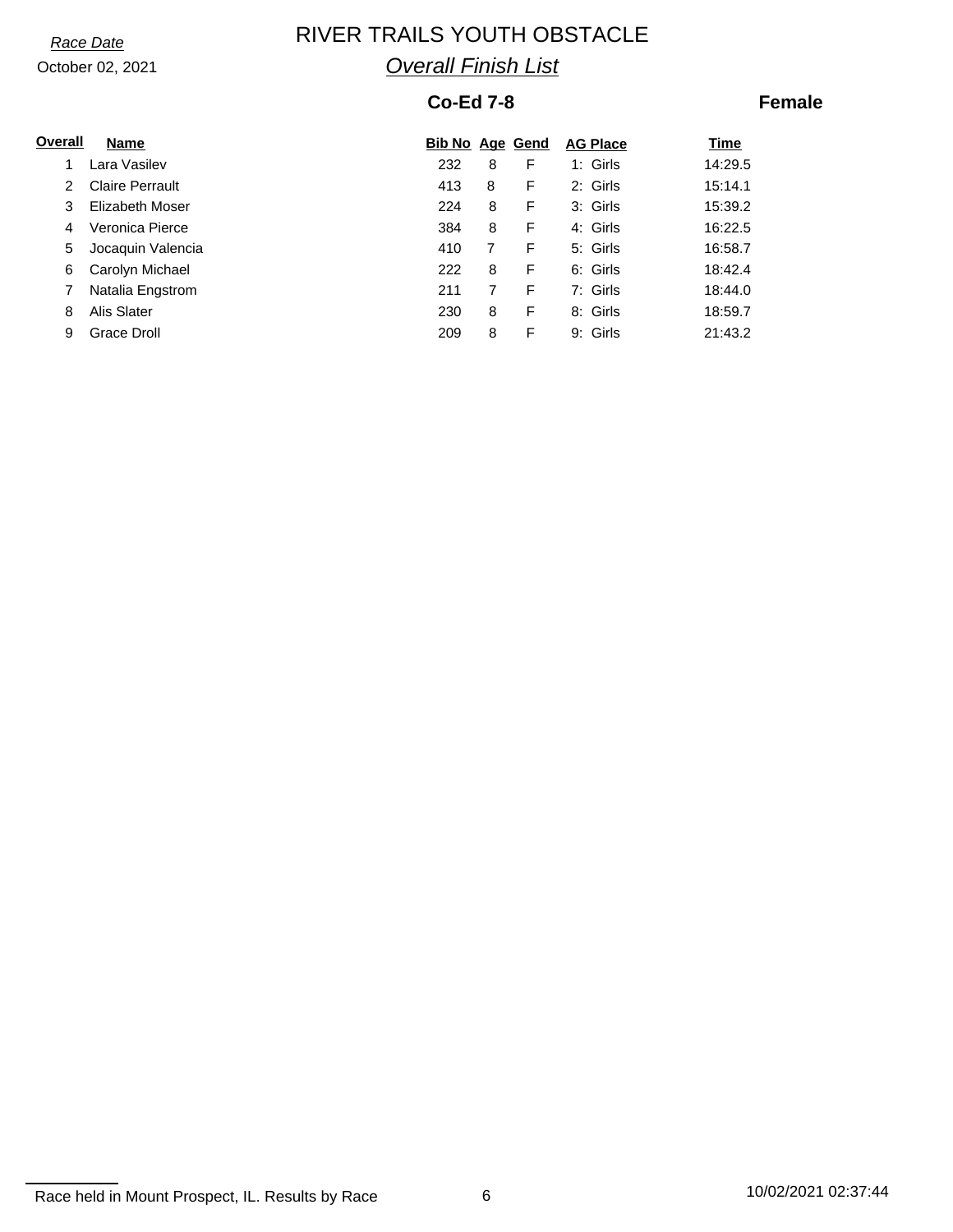*Race Date*

October 02, 2021

# RIVER TRAILS YOUTH OBSTACLE

## *Overall Finish List*

### Co-Ed 7-8

### Female

| Overall | Name | Bib No | Age | Gend | AG Place | Time |
|---|---|---|---|---|---|---|
| 1 | Lara Vasilev | 232 | 8 | F | 1: Girls | 14:29.5 |
| 2 | Claire Perrault | 413 | 8 | F | 2: Girls | 15:14.1 |
| 3 | Elizabeth Moser | 224 | 8 | F | 3: Girls | 15:39.2 |
| 4 | Veronica Pierce | 384 | 8 | F | 4: Girls | 16:22.5 |
| 5 | Jocaquin Valencia | 410 | 7 | F | 5: Girls | 16:58.7 |
| 6 | Carolyn Michael | 222 | 8 | F | 6: Girls | 18:42.4 |
| 7 | Natalia Engstrom | 211 | 7 | F | 7: Girls | 18:44.0 |
| 8 | Alis Slater | 230 | 8 | F | 8: Girls | 18:59.7 |
| 9 | Grace Droll | 209 | 8 | F | 9: Girls | 21:43.2 |

Race held in Mount Prospect, IL. Results by Race

10/02/2021 02:37:44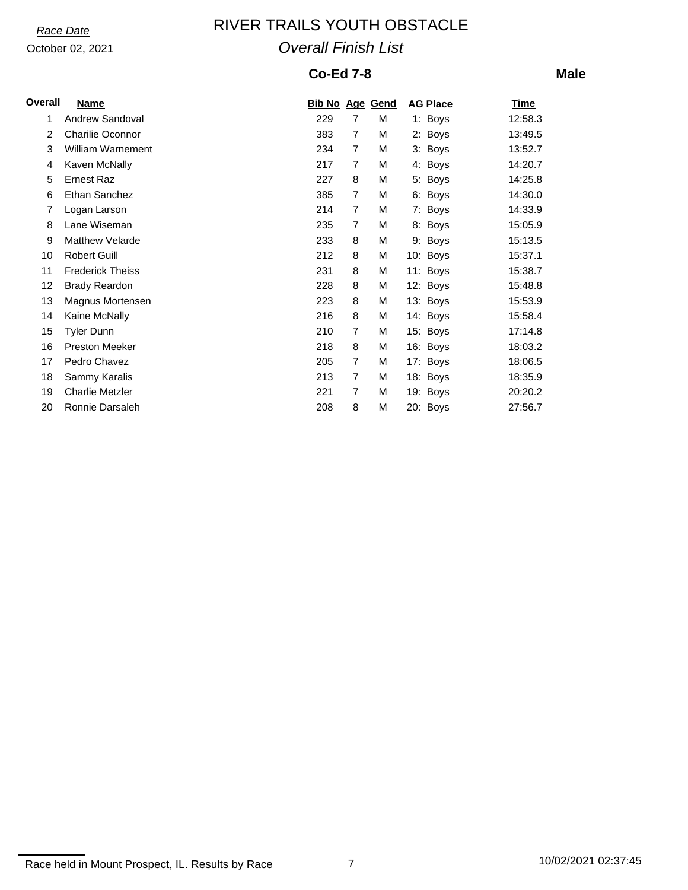*Race Date*

October 02, 2021

# RIVER TRAILS YOUTH OBSTACLE

## *Overall Finish List*

### Co-Ed 7-8 — Male

| Overall | Name | Bib No | Age | Gend | AG Place | Time |
|---|---|---|---|---|---|---|
| 1 | Andrew Sandoval | 229 | 7 | M | 1: Boys | 12:58.3 |
| 2 | Charilie Oconnor | 383 | 7 | M | 2: Boys | 13:49.5 |
| 3 | William Warnement | 234 | 7 | M | 3: Boys | 13:52.7 |
| 4 | Kaven McNally | 217 | 7 | M | 4: Boys | 14:20.7 |
| 5 | Ernest Raz | 227 | 8 | M | 5: Boys | 14:25.8 |
| 6 | Ethan Sanchez | 385 | 7 | M | 6: Boys | 14:30.0 |
| 7 | Logan Larson | 214 | 7 | M | 7: Boys | 14:33.9 |
| 8 | Lane Wiseman | 235 | 7 | M | 8: Boys | 15:05.9 |
| 9 | Matthew Velarde | 233 | 8 | M | 9: Boys | 15:13.5 |
| 10 | Robert Guill | 212 | 8 | M | 10: Boys | 15:37.1 |
| 11 | Frederick Theiss | 231 | 8 | M | 11: Boys | 15:38.7 |
| 12 | Brady Reardon | 228 | 8 | M | 12: Boys | 15:48.8 |
| 13 | Magnus Mortensen | 223 | 8 | M | 13: Boys | 15:53.9 |
| 14 | Kaine McNally | 216 | 8 | M | 14: Boys | 15:58.4 |
| 15 | Tyler Dunn | 210 | 7 | M | 15: Boys | 17:14.8 |
| 16 | Preston Meeker | 218 | 8 | M | 16: Boys | 18:03.2 |
| 17 | Pedro Chavez | 205 | 7 | M | 17: Boys | 18:06.5 |
| 18 | Sammy Karalis | 213 | 7 | M | 18: Boys | 18:35.9 |
| 19 | Charlie Metzler | 221 | 7 | M | 19: Boys | 20:20.2 |
| 20 | Ronnie Darsaleh | 208 | 8 | M | 20: Boys | 27:56.7 |

Race held in Mount Prospect, IL. Results by Race

10/02/2021 02:37:45